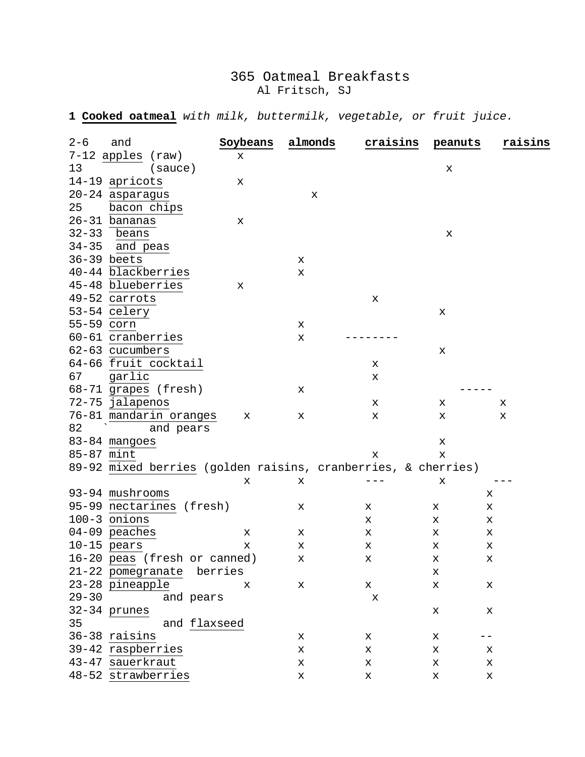# 365 Oatmeal Breakfasts

Al Fritsch, SJ

**1 Cooked oatmeal** *with milk, buttermilk, vegetable, or fruit juice.*

| 2-6 and | **Soybeans** | **almonds** | **craisins** | **peanuts** | **raisins** |
|---|---|---|---|---|---|
| 7-12 apples (raw) | x | | | | |
| 13 (sauce) | | | | x | |
| 14-19 apricots | x | | | | |
| 20-24 asparagus | | x | | | |
| 25 bacon chips | | | | | |
| 26-31 bananas | x | | | | |
| 32-33 beans | | | | x | |
| 34-35 and peas | | | | | |
| 36-39 beets | | x | | | |
| 40-44 blackberries | | x | | | |
| 45-48 blueberries | x | | | | |
| 49-52 carrots | | | x | | |
| 53-54 celery | | | | x | |
| 55-59 corn | | x | | | |
| 60-61 cranberries | | x | -------- | | |
| 62-63 cucumbers | | | | x | |
| 64-66 fruit cocktail | | | x | | |
| 67 garlic | | | x | | |
| 68-71 grapes (fresh) | | x | | ----- | |
| 72-75 jalapenos | | | x | x | x |
| 76-81 mandarin oranges | x | x | x | x | x |
| 82 ` and pears | | | | | |
| 83-84 mangoes | | | | x | |
| 85-87 mint | | | x | x | |
| 89-92 mixed berries (golden raisins, cranberries, & cherries) | x | x | --- | x | --- |
| 93-94 mushrooms | | | | | x |
| 95-99 nectarines (fresh) | | x | x | x | x |
| 100-3 onions | | | x | x | x |
| 04-09 peaches | x | x | x | x | x |
| 10-15 pears | x | x | x | x | x |
| 16-20 peas (fresh or canned) | | x | x | x | x |
| 21-22 pomegranate berries | | | | x | |
| 23-28 pineapple | x | x | x | x | x |
| 29-30 and pears | | | x | | |
| 32-34 prunes | | | | x | x |
| 35 and flaxseed | | | | | |
| 36-38 raisins | | x | x | x | -- |
| 39-42 raspberries | | x | x | x | x |
| 43-47 sauerkraut | | x | x | x | x |
| 48-52 strawberries | | x | x | x | x |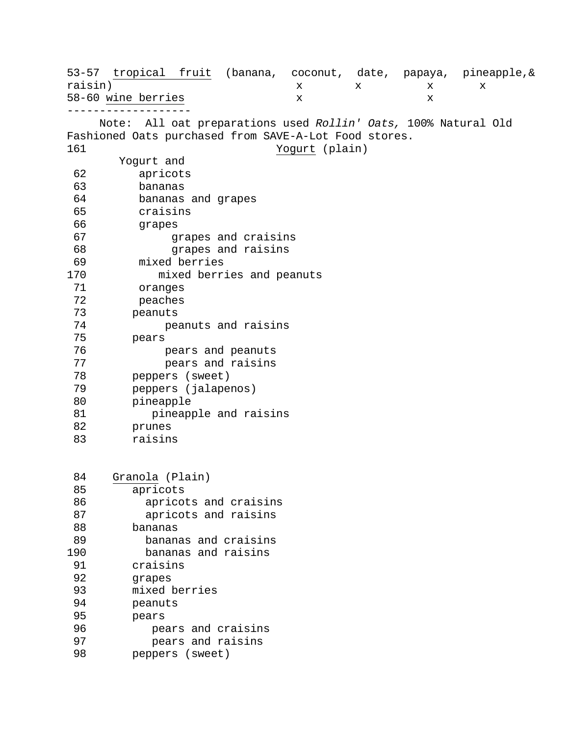53-57 <u>tropical fruit</u> (banana, coconut, date, papaya, pineapple,& raisin) x x x x

58-60 <u>wine berries</u> x x

-------------------

Note: All oat preparations used *Rollin' Oats,* 100% Natural Old Fashioned Oats purchased from SAVE-A-Lot Food stores.

161 <u>Yogurt</u> (plain)

Yogurt and

62 apricots
63 bananas
64 bananas and grapes
65 craisins
66 grapes
67 grapes and craisins
68 grapes and raisins
69 mixed berries
170 mixed berries and peanuts
71 oranges
72 peaches
73 peanuts
74 peanuts and raisins
75 pears
76 pears and peanuts
77 pears and raisins
78 peppers (sweet)
79 peppers (jalapenos)
80 pineapple
81 pineapple and raisins
82 prunes
83 raisins

84 <u>Granola</u> (Plain)
85 apricots
86 apricots and craisins
87 apricots and raisins
88 bananas
89 bananas and craisins
190 bananas and raisins
91 craisins
92 grapes
93 mixed berries
94 peanuts
95 pears
96 pears and craisins
97 pears and raisins
98 peppers (sweet)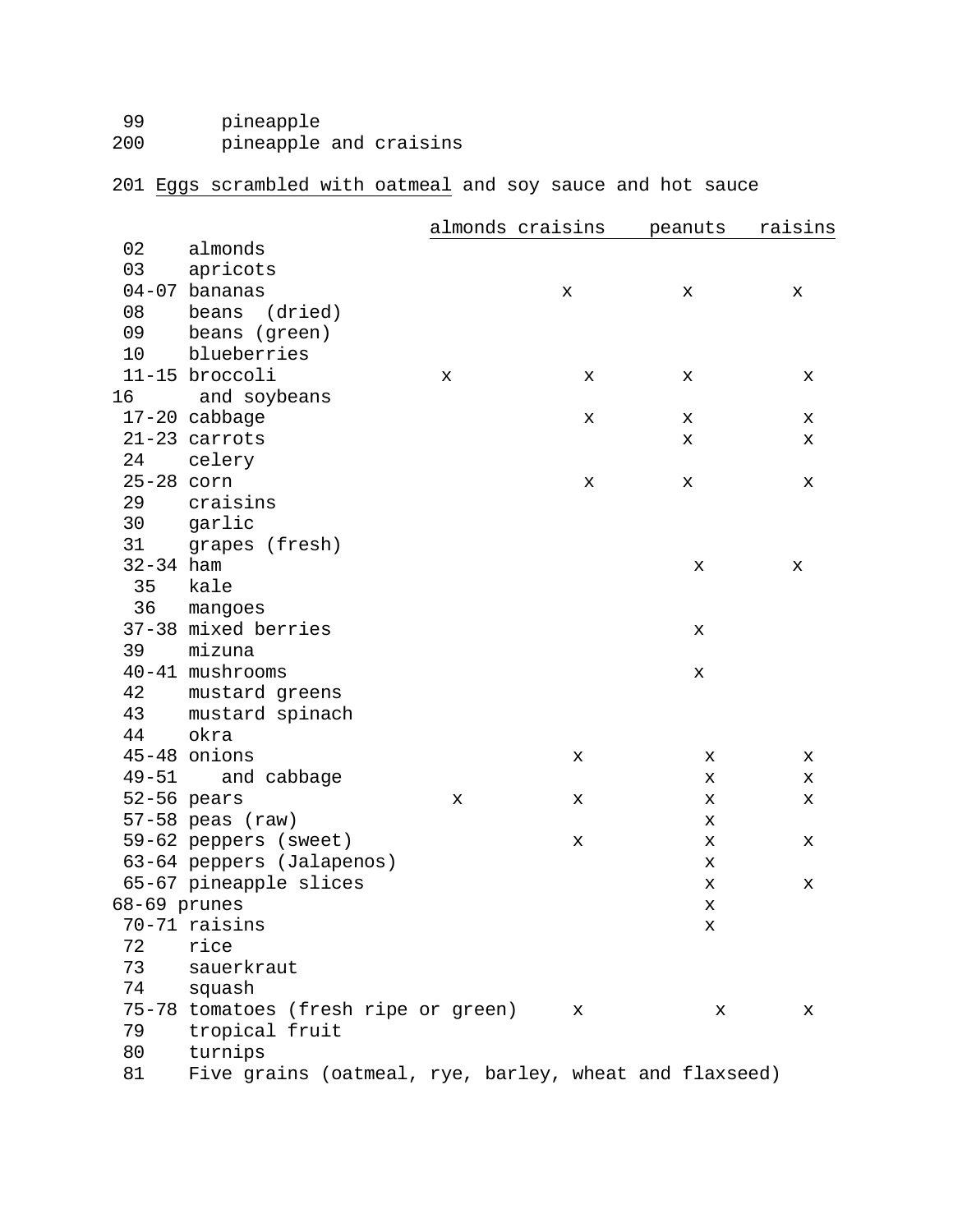99 pineapple

200 pineapple and craisins

201 <u>Eggs scrambled with oatmeal</u> and soy sauce and hot sauce

| | | almonds | craisins | peanuts | raisins |
|---|---|---|---|---|---|
| 02 | almonds | | | | |
| 03 | apricots | | | | |
| 04-07 | bananas | | x | x | x |
| 08 | beans (dried) | | | | |
| 09 | beans (green) | | | | |
| 10 | blueberries | | | | |
| 11-15 | broccoli | x | x | x | x |
| 16 | and soybeans | | | | |
| 17-20 | cabbage | | x | x | x |
| 21-23 | carrots | | | x | x |
| 24 | celery | | | | |
| 25-28 | corn | | x | x | x |
| 29 | craisins | | | | |
| 30 | garlic | | | | |
| 31 | grapes (fresh) | | | | |
| 32-34 | ham | | | x | x |
| 35 | kale | | | | |
| 36 | mangoes | | | | |
| 37-38 | mixed berries | | | x | |
| 39 | mizuna | | | | |
| 40-41 | mushrooms | | | x | |
| 42 | mustard greens | | | | |
| 43 | mustard spinach | | | | |
| 44 | okra | | | | |
| 45-48 | onions | | x | x | x |
| 49-51 | and cabbage | | | x | x |
| 52-56 | pears | x | x | x | x |
| 57-58 | peas (raw) | | | x | |
| 59-62 | peppers (sweet) | | x | x | x |
| 63-64 | peppers (Jalapenos) | | | x | |
| 65-67 | pineapple slices | | | x | x |
| 68-69 | prunes | | | x | |
| 70-71 | raisins | | | x | |
| 72 | rice | | | | |
| 73 | sauerkraut | | | | |
| 74 | squash | | | | |
| 75-78 | tomatoes (fresh ripe or green) | | x | x | x |
| 79 | tropical fruit | | | | |
| 80 | turnips | | | | |
| 81 | Five grains (oatmeal, rye, barley, wheat and flaxseed) | | | | |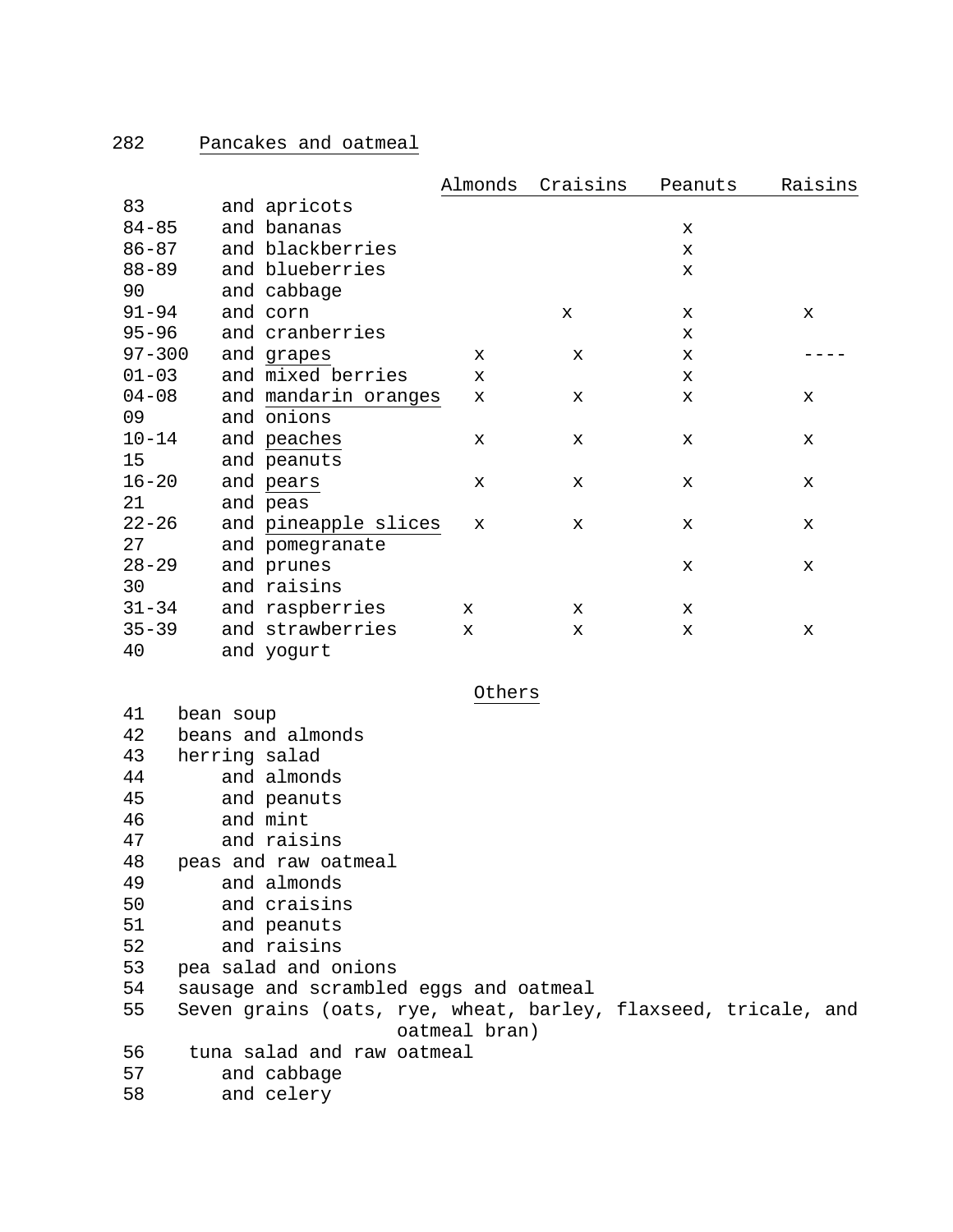282 Pancakes and oatmeal

| | | Almonds | Craisins | Peanuts | Raisins |
|---|---|---|---|---|---|
| 83 | and apricots | | | | |
| 84-85 | and bananas | | | x | |
| 86-87 | and blackberries | | | x | |
| 88-89 | and blueberries | | | x | |
| 90 | and cabbage | | | | |
| 91-94 | and corn | | x | x | x |
| 95-96 | and cranberries | | | x | |
| 97-300 | and grapes | x | x | x | ---- |
| 01-03 | and mixed berries | x | | x | |
| 04-08 | and mandarin oranges | x | x | x | x |
| 09 | and onions | | | | |
| 10-14 | and peaches | x | x | x | x |
| 15 | and peanuts | | | | |
| 16-20 | and pears | x | x | x | x |
| 21 | and peas | | | | |
| 22-26 | and pineapple slices | x | x | x | x |
| 27 | and pomegranate | | | | |
| 28-29 | and prunes | | | x | x |
| 30 | and raisins | | | | |
| 31-34 | and raspberries | x | x | x | |
| 35-39 | and strawberries | x | x | x | x |
| 40 | and yogurt | | | | |

Others

41 bean soup
42 beans and almonds
43 herring salad
44 and almonds
45 and peanuts
46 and mint
47 and raisins
48 peas and raw oatmeal
49 and almonds
50 and craisins
51 and peanuts
52 and raisins
53 pea salad and onions
54 sausage and scrambled eggs and oatmeal
55 Seven grains (oats, rye, wheat, barley, flaxseed, tricale, and oatmeal bran)
56 tuna salad and raw oatmeal
57 and cabbage
58 and celery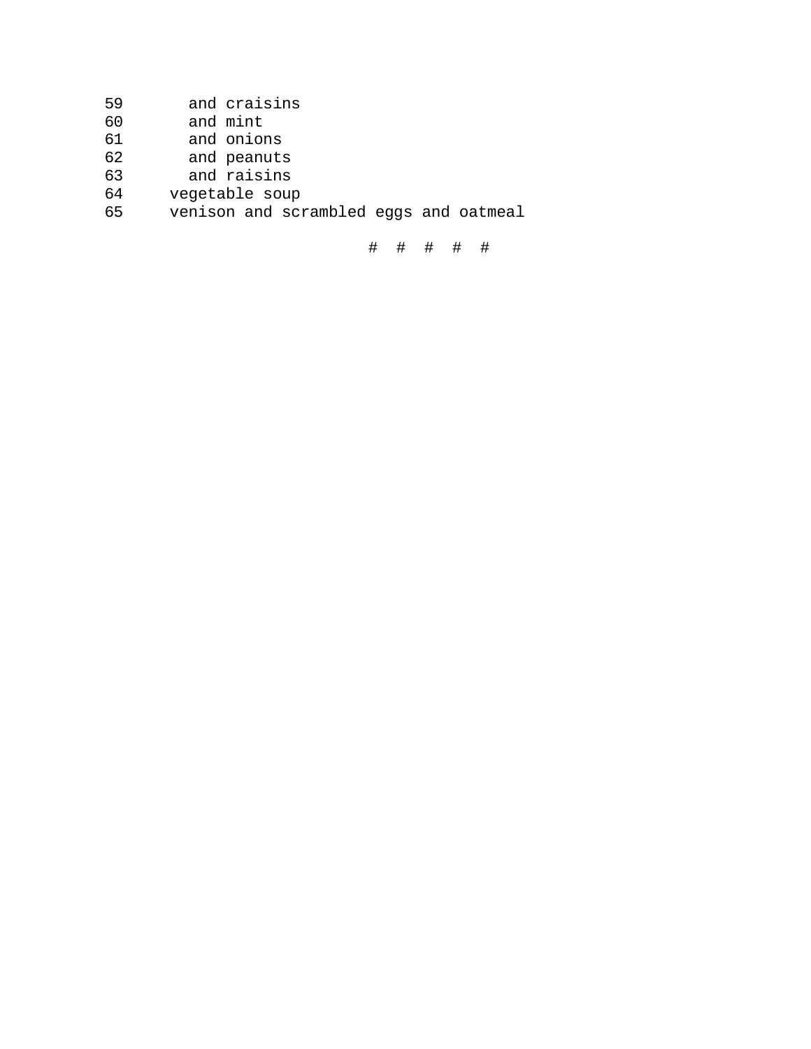```
59        and craisins
60        and mint
61        and onions
62        and peanuts
63        and raisins
64      vegetable soup
65      venison and scrambled eggs and oatmeal
```

# # # # #